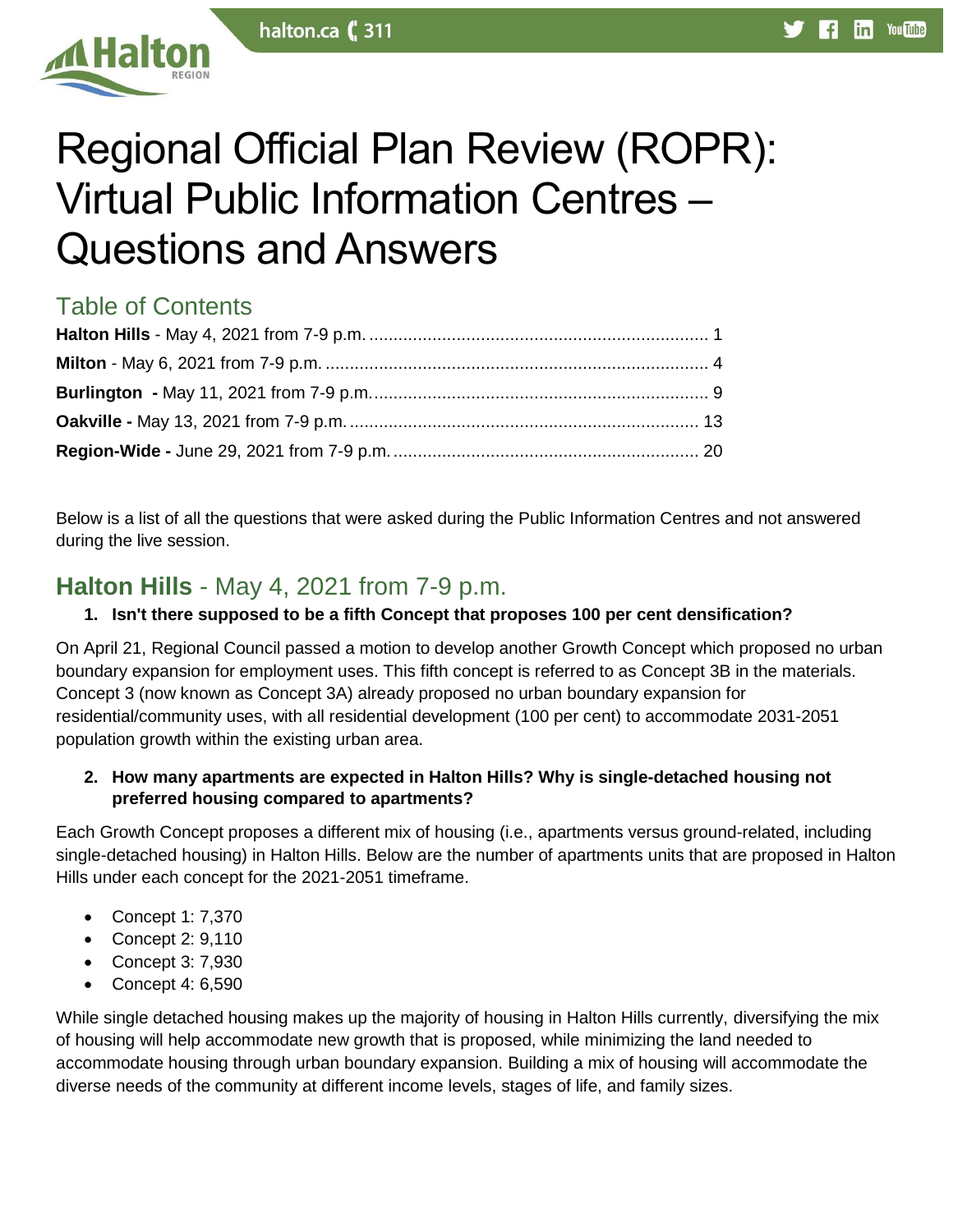# Regional Official Plan Review (ROPR): Virtual Public Information Centres – Questions and Answers

## Table of Contents

**Halton Hills** - May 4, 2021 from 7-9 p.m. .......... 1
**Milton** - May 6, 2021 from 7-9 p.m. .......... 4
**Burlington** - May 11, 2021 from 7-9 p.m. .......... 9
**Oakville** - May 13, 2021 from 7-9 p.m. .......... 13
**Region-Wide** - June 29, 2021 from 7-9 p.m. .......... 20

Below is a list of all the questions that were asked during the Public Information Centres and not answered during the live session.

## **Halton Hills** - May 4, 2021 from 7-9 p.m.

1. **Isn't there supposed to be a fifth Concept that proposes 100 per cent densification?**

On April 21, Regional Council passed a motion to develop another Growth Concept which proposed no urban boundary expansion for employment uses. This fifth concept is referred to as Concept 3B in the materials. Concept 3 (now known as Concept 3A) already proposed no urban boundary expansion for residential/community uses, with all residential development (100 per cent) to accommodate 2031-2051 population growth within the existing urban area.

2. **How many apartments are expected in Halton Hills? Why is single-detached housing not preferred housing compared to apartments?**

Each Growth Concept proposes a different mix of housing (i.e., apartments versus ground-related, including single-detached housing) in Halton Hills. Below are the number of apartments units that are proposed in Halton Hills under each concept for the 2021-2051 timeframe.

- Concept 1: 7,370
- Concept 2: 9,110
- Concept 3: 7,930
- Concept 4: 6,590

While single detached housing makes up the majority of housing in Halton Hills currently, diversifying the mix of housing will help accommodate new growth that is proposed, while minimizing the land needed to accommodate housing through urban boundary expansion. Building a mix of housing will accommodate the diverse needs of the community at different income levels, stages of life, and family sizes.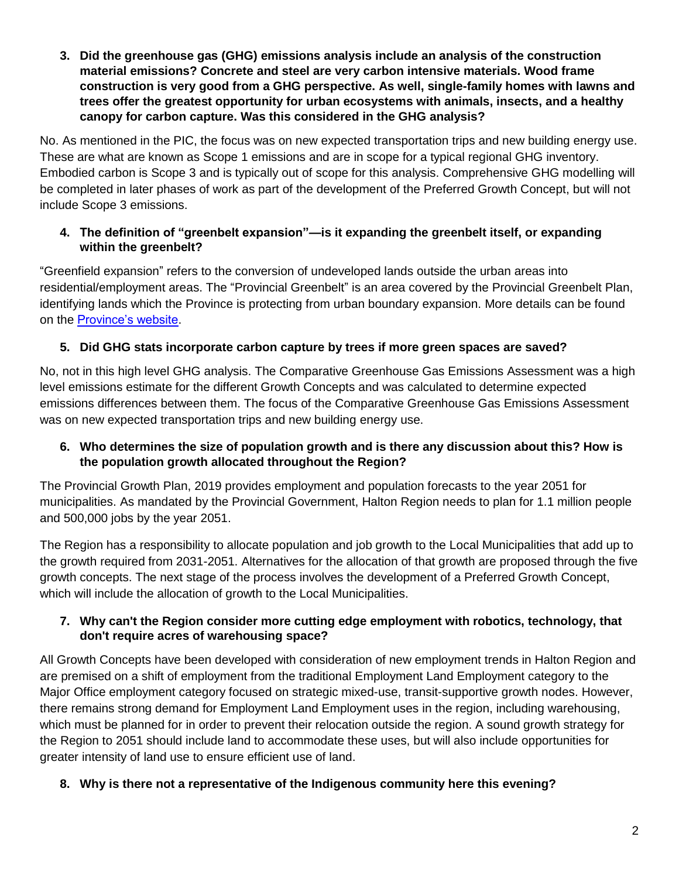3. **Did the greenhouse gas (GHG) emissions analysis include an analysis of the construction material emissions? Concrete and steel are very carbon intensive materials. Wood frame construction is very good from a GHG perspective. As well, single-family homes with lawns and trees offer the greatest opportunity for urban ecosystems with animals, insects, and a healthy canopy for carbon capture. Was this considered in the GHG analysis?**

No. As mentioned in the PIC, the focus was on new expected transportation trips and new building energy use. These are what are known as Scope 1 emissions and are in scope for a typical regional GHG inventory. Embodied carbon is Scope 3 and is typically out of scope for this analysis. Comprehensive GHG modelling will be completed in later phases of work as part of the development of the Preferred Growth Concept, but will not include Scope 3 emissions.

4. **The definition of "greenbelt expansion"—is it expanding the greenbelt itself, or expanding within the greenbelt?**

"Greenfield expansion" refers to the conversion of undeveloped lands outside the urban areas into residential/employment areas. The "Provincial Greenbelt" is an area covered by the Provincial Greenbelt Plan, identifying lands which the Province is protecting from urban boundary expansion. More details can be found on the Province's website.

5. **Did GHG stats incorporate carbon capture by trees if more green spaces are saved?**

No, not in this high level GHG analysis. The Comparative Greenhouse Gas Emissions Assessment was a high level emissions estimate for the different Growth Concepts and was calculated to determine expected emissions differences between them. The focus of the Comparative Greenhouse Gas Emissions Assessment was on new expected transportation trips and new building energy use.

6. **Who determines the size of population growth and is there any discussion about this? How is the population growth allocated throughout the Region?**

The Provincial Growth Plan, 2019 provides employment and population forecasts to the year 2051 for municipalities. As mandated by the Provincial Government, Halton Region needs to plan for 1.1 million people and 500,000 jobs by the year 2051.

The Region has a responsibility to allocate population and job growth to the Local Municipalities that add up to the growth required from 2031-2051. Alternatives for the allocation of that growth are proposed through the five growth concepts. The next stage of the process involves the development of a Preferred Growth Concept, which will include the allocation of growth to the Local Municipalities.

7. **Why can't the Region consider more cutting edge employment with robotics, technology, that don't require acres of warehousing space?**

All Growth Concepts have been developed with consideration of new employment trends in Halton Region and are premised on a shift of employment from the traditional Employment Land Employment category to the Major Office employment category focused on strategic mixed-use, transit-supportive growth nodes. However, there remains strong demand for Employment Land Employment uses in the region, including warehousing, which must be planned for in order to prevent their relocation outside the region. A sound growth strategy for the Region to 2051 should include land to accommodate these uses, but will also include opportunities for greater intensity of land use to ensure efficient use of land.

8. **Why is there not a representative of the Indigenous community here this evening?**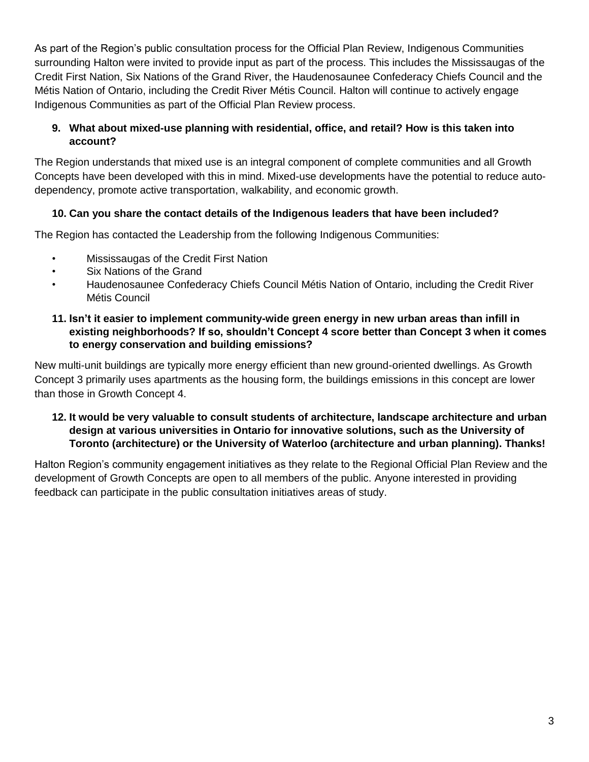As part of the Region's public consultation process for the Official Plan Review, Indigenous Communities surrounding Halton were invited to provide input as part of the process. This includes the Mississaugas of the Credit First Nation, Six Nations of the Grand River, the Haudenosaunee Confederacy Chiefs Council and the Métis Nation of Ontario, including the Credit River Métis Council. Halton will continue to actively engage Indigenous Communities as part of the Official Plan Review process.

**9. What about mixed-use planning with residential, office, and retail? How is this taken into account?**

The Region understands that mixed use is an integral component of complete communities and all Growth Concepts have been developed with this in mind. Mixed-use developments have the potential to reduce auto-dependency, promote active transportation, walkability, and economic growth.

**10. Can you share the contact details of the Indigenous leaders that have been included?**

The Region has contacted the Leadership from the following Indigenous Communities:

- Mississaugas of the Credit First Nation
- Six Nations of the Grand
- Haudenosaunee Confederacy Chiefs Council Métis Nation of Ontario, including the Credit River Métis Council

**11. Isn't it easier to implement community-wide green energy in new urban areas than infill in existing neighborhoods? If so, shouldn't Concept 4 score better than Concept 3 when it comes to energy conservation and building emissions?**

New multi-unit buildings are typically more energy efficient than new ground-oriented dwellings. As Growth Concept 3 primarily uses apartments as the housing form, the buildings emissions in this concept are lower than those in Growth Concept 4.

**12. It would be very valuable to consult students of architecture, landscape architecture and urban design at various universities in Ontario for innovative solutions, such as the University of Toronto (architecture) or the University of Waterloo (architecture and urban planning). Thanks!**

Halton Region's community engagement initiatives as they relate to the Regional Official Plan Review and the development of Growth Concepts are open to all members of the public. Anyone interested in providing feedback can participate in the public consultation initiatives areas of study.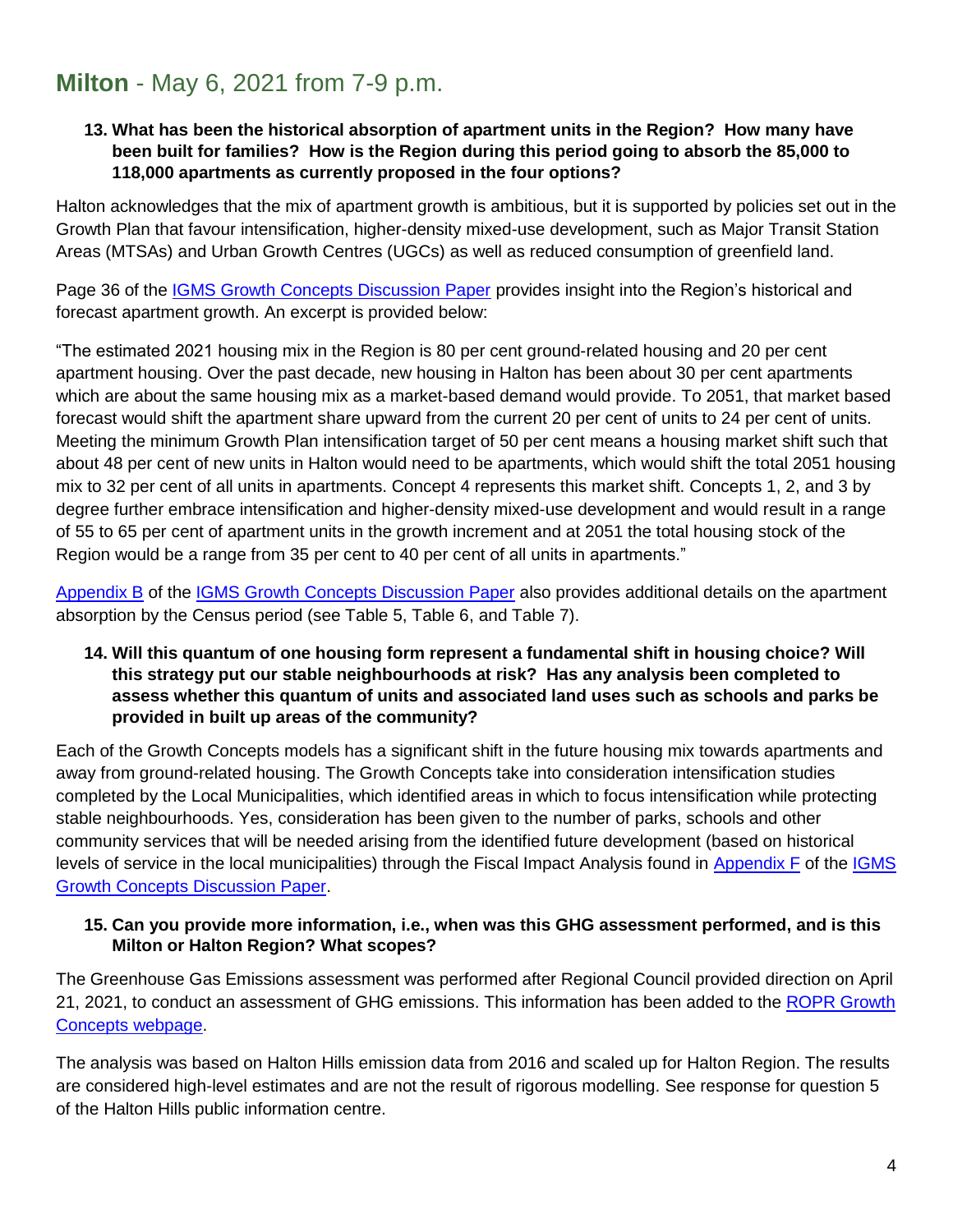## **Milton** - May 6, 2021 from 7-9 p.m.

**13. What has been the historical absorption of apartment units in the Region? How many have been built for families? How is the Region during this period going to absorb the 85,000 to 118,000 apartments as currently proposed in the four options?**

Halton acknowledges that the mix of apartment growth is ambitious, but it is supported by policies set out in the Growth Plan that favour intensification, higher-density mixed-use development, such as Major Transit Station Areas (MTSAs) and Urban Growth Centres (UGCs) as well as reduced consumption of greenfield land.

Page 36 of the IGMS Growth Concepts Discussion Paper provides insight into the Region's historical and forecast apartment growth. An excerpt is provided below:

"The estimated 2021 housing mix in the Region is 80 per cent ground-related housing and 20 per cent apartment housing. Over the past decade, new housing in Halton has been about 30 per cent apartments which are about the same housing mix as a market-based demand would provide. To 2051, that market based forecast would shift the apartment share upward from the current 20 per cent of units to 24 per cent of units. Meeting the minimum Growth Plan intensification target of 50 per cent means a housing market shift such that about 48 per cent of new units in Halton would need to be apartments, which would shift the total 2051 housing mix to 32 per cent of all units in apartments. Concept 4 represents this market shift. Concepts 1, 2, and 3 by degree further embrace intensification and higher-density mixed-use development and would result in a range of 55 to 65 per cent of apartment units in the growth increment and at 2051 the total housing stock of the Region would be a range from 35 per cent to 40 per cent of all units in apartments."

Appendix B of the IGMS Growth Concepts Discussion Paper also provides additional details on the apartment absorption by the Census period (see Table 5, Table 6, and Table 7).

**14. Will this quantum of one housing form represent a fundamental shift in housing choice? Will this strategy put our stable neighbourhoods at risk? Has any analysis been completed to assess whether this quantum of units and associated land uses such as schools and parks be provided in built up areas of the community?**

Each of the Growth Concepts models has a significant shift in the future housing mix towards apartments and away from ground-related housing. The Growth Concepts take into consideration intensification studies completed by the Local Municipalities, which identified areas in which to focus intensification while protecting stable neighbourhoods. Yes, consideration has been given to the number of parks, schools and other community services that will be needed arising from the identified future development (based on historical levels of service in the local municipalities) through the Fiscal Impact Analysis found in Appendix F of the IGMS Growth Concepts Discussion Paper.

**15. Can you provide more information, i.e., when was this GHG assessment performed, and is this Milton or Halton Region? What scopes?**

The Greenhouse Gas Emissions assessment was performed after Regional Council provided direction on April 21, 2021, to conduct an assessment of GHG emissions. This information has been added to the ROPR Growth Concepts webpage.

The analysis was based on Halton Hills emission data from 2016 and scaled up for Halton Region. The results are considered high-level estimates and are not the result of rigorous modelling. See response for question 5 of the Halton Hills public information centre.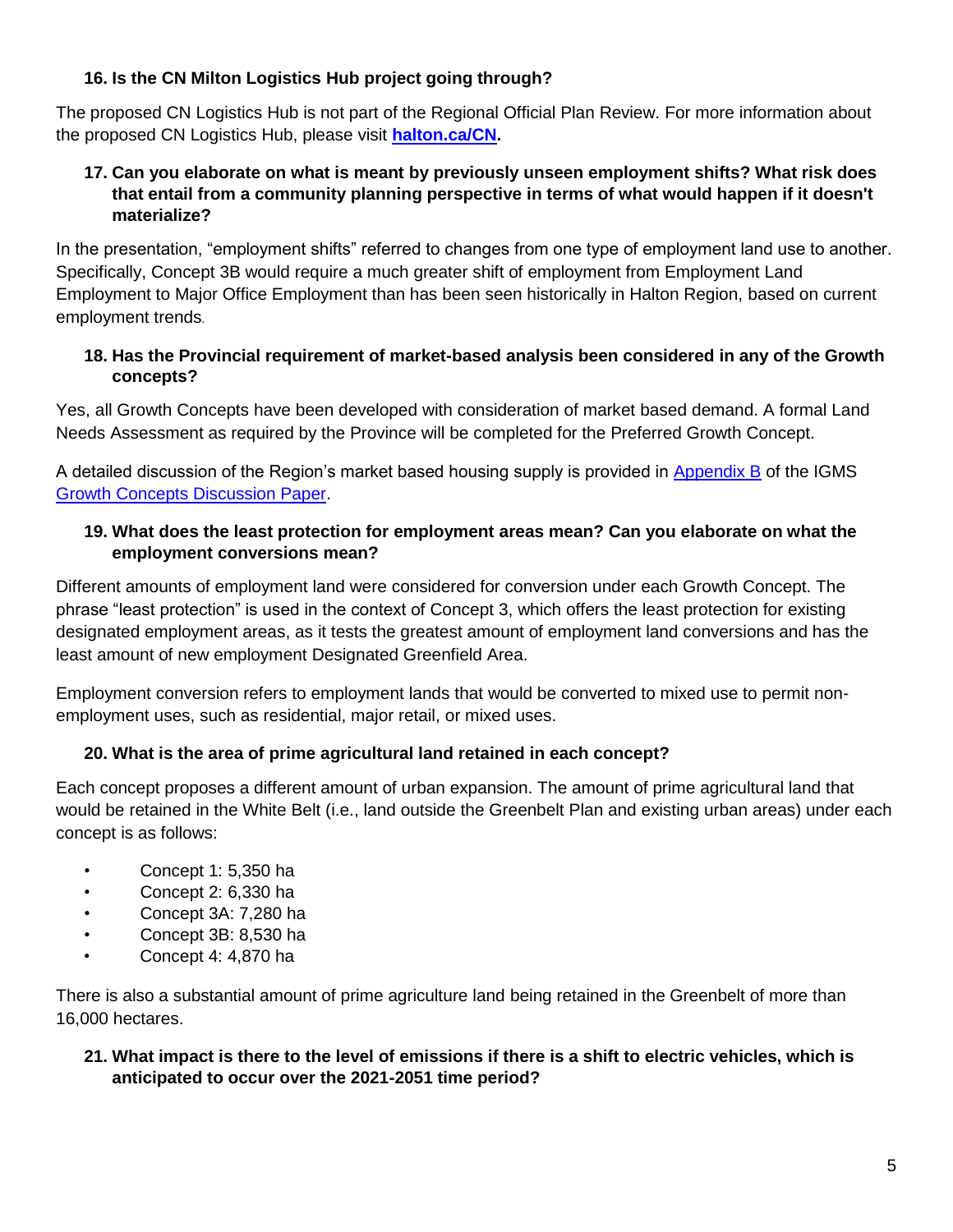**16. Is the CN Milton Logistics Hub project going through?**

The proposed CN Logistics Hub is not part of the Regional Official Plan Review. For more information about the proposed CN Logistics Hub, please visit **[halton.ca/CN](halton.ca/CN).**

**17. Can you elaborate on what is meant by previously unseen employment shifts? What risk does that entail from a community planning perspective in terms of what would happen if it doesn't materialize?**

In the presentation, "employment shifts" referred to changes from one type of employment land use to another. Specifically, Concept 3B would require a much greater shift of employment from Employment Land Employment to Major Office Employment than has been seen historically in Halton Region, based on current employment trends.

**18. Has the Provincial requirement of market-based analysis been considered in any of the Growth concepts?**

Yes, all Growth Concepts have been developed with consideration of market based demand. A formal Land Needs Assessment as required by the Province will be completed for the Preferred Growth Concept.

A detailed discussion of the Region's market based housing supply is provided in Appendix B of the IGMS Growth Concepts Discussion Paper.

**19. What does the least protection for employment areas mean? Can you elaborate on what the employment conversions mean?**

Different amounts of employment land were considered for conversion under each Growth Concept. The phrase "least protection" is used in the context of Concept 3, which offers the least protection for existing designated employment areas, as it tests the greatest amount of employment land conversions and has the least amount of new employment Designated Greenfield Area.

Employment conversion refers to employment lands that would be converted to mixed use to permit non-employment uses, such as residential, major retail, or mixed uses.

**20. What is the area of prime agricultural land retained in each concept?**

Each concept proposes a different amount of urban expansion. The amount of prime agricultural land that would be retained in the White Belt (i.e., land outside the Greenbelt Plan and existing urban areas) under each concept is as follows:

- Concept 1: 5,350 ha
- Concept 2: 6,330 ha
- Concept 3A: 7,280 ha
- Concept 3B: 8,530 ha
- Concept 4: 4,870 ha

There is also a substantial amount of prime agriculture land being retained in the Greenbelt of more than 16,000 hectares.

**21. What impact is there to the level of emissions if there is a shift to electric vehicles, which is anticipated to occur over the 2021-2051 time period?**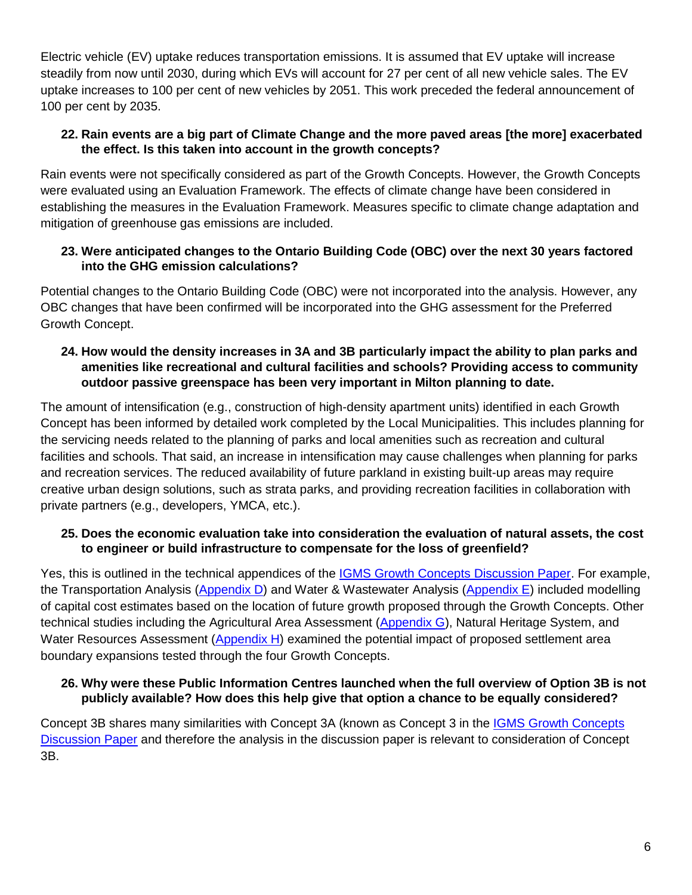Electric vehicle (EV) uptake reduces transportation emissions. It is assumed that EV uptake will increase steadily from now until 2030, during which EVs will account for 27 per cent of all new vehicle sales. The EV uptake increases to 100 per cent of new vehicles by 2051. This work preceded the federal announcement of 100 per cent by 2035.

**22. Rain events are a big part of Climate Change and the more paved areas [the more] exacerbated the effect. Is this taken into account in the growth concepts?**

Rain events were not specifically considered as part of the Growth Concepts. However, the Growth Concepts were evaluated using an Evaluation Framework. The effects of climate change have been considered in establishing the measures in the Evaluation Framework. Measures specific to climate change adaptation and mitigation of greenhouse gas emissions are included.

**23. Were anticipated changes to the Ontario Building Code (OBC) over the next 30 years factored into the GHG emission calculations?**

Potential changes to the Ontario Building Code (OBC) were not incorporated into the analysis. However, any OBC changes that have been confirmed will be incorporated into the GHG assessment for the Preferred Growth Concept.

**24. How would the density increases in 3A and 3B particularly impact the ability to plan parks and amenities like recreational and cultural facilities and schools? Providing access to community outdoor passive greenspace has been very important in Milton planning to date.**

The amount of intensification (e.g., construction of high-density apartment units) identified in each Growth Concept has been informed by detailed work completed by the Local Municipalities. This includes planning for the servicing needs related to the planning of parks and local amenities such as recreation and cultural facilities and schools. That said, an increase in intensification may cause challenges when planning for parks and recreation services. The reduced availability of future parkland in existing built-up areas may require creative urban design solutions, such as strata parks, and providing recreation facilities in collaboration with private partners (e.g., developers, YMCA, etc.).

**25. Does the economic evaluation take into consideration the evaluation of natural assets, the cost to engineer or build infrastructure to compensate for the loss of greenfield?**

Yes, this is outlined in the technical appendices of the IGMS Growth Concepts Discussion Paper. For example, the Transportation Analysis (Appendix D) and Water & Wastewater Analysis (Appendix E) included modelling of capital cost estimates based on the location of future growth proposed through the Growth Concepts. Other technical studies including the Agricultural Area Assessment (Appendix G), Natural Heritage System, and Water Resources Assessment (Appendix H) examined the potential impact of proposed settlement area boundary expansions tested through the four Growth Concepts.

**26. Why were these Public Information Centres launched when the full overview of Option 3B is not publicly available? How does this help give that option a chance to be equally considered?**

Concept 3B shares many similarities with Concept 3A (known as Concept 3 in the IGMS Growth Concepts Discussion Paper and therefore the analysis in the discussion paper is relevant to consideration of Concept 3B.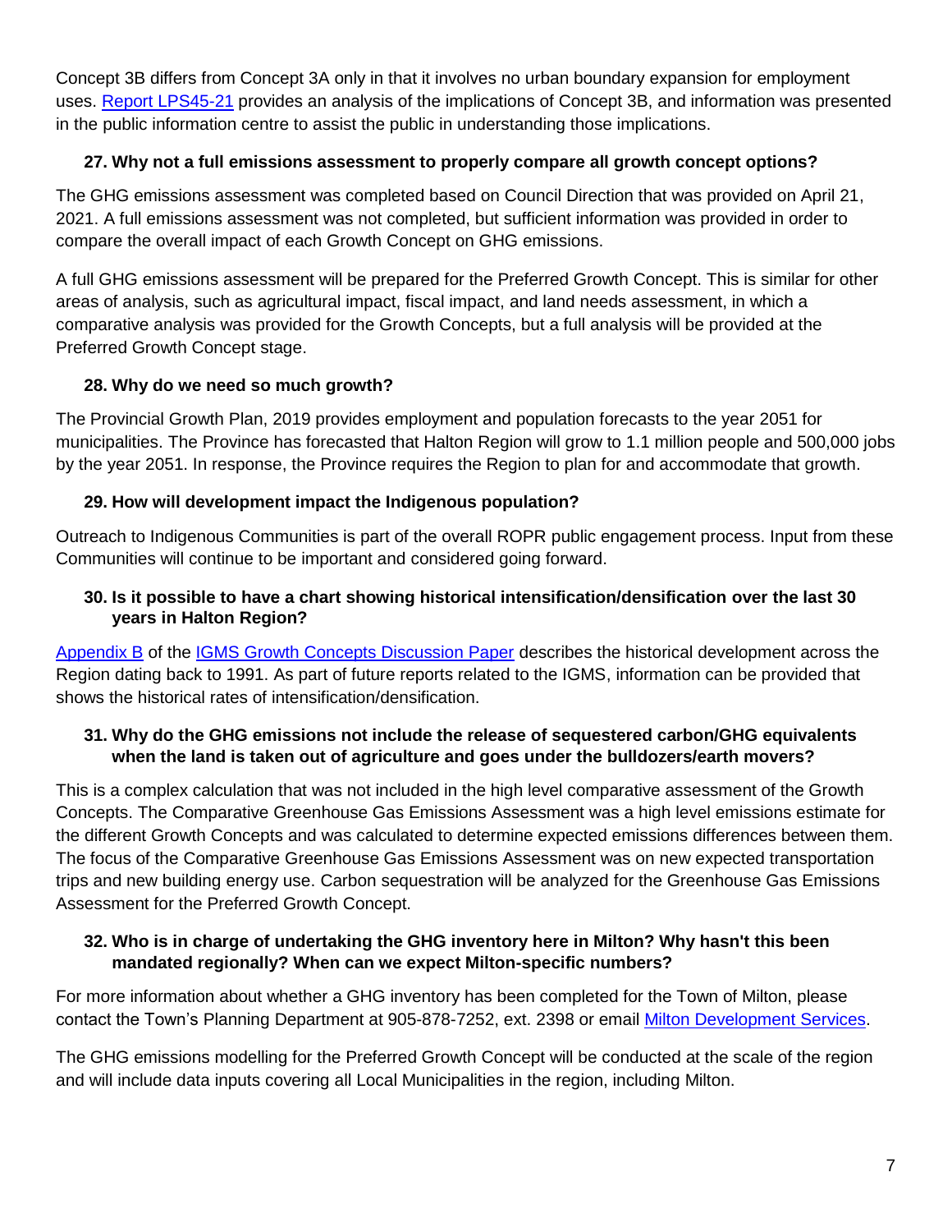Concept 3B differs from Concept 3A only in that it involves no urban boundary expansion for employment uses. [Report LPS45-21] provides an analysis of the implications of Concept 3B, and information was presented in the public information centre to assist the public in understanding those implications.

**27. Why not a full emissions assessment to properly compare all growth concept options?**

The GHG emissions assessment was completed based on Council Direction that was provided on April 21, 2021. A full emissions assessment was not completed, but sufficient information was provided in order to compare the overall impact of each Growth Concept on GHG emissions.

A full GHG emissions assessment will be prepared for the Preferred Growth Concept. This is similar for other areas of analysis, such as agricultural impact, fiscal impact, and land needs assessment, in which a comparative analysis was provided for the Growth Concepts, but a full analysis will be provided at the Preferred Growth Concept stage.

**28. Why do we need so much growth?**

The Provincial Growth Plan, 2019 provides employment and population forecasts to the year 2051 for municipalities. The Province has forecasted that Halton Region will grow to 1.1 million people and 500,000 jobs by the year 2051. In response, the Province requires the Region to plan for and accommodate that growth.

**29. How will development impact the Indigenous population?**

Outreach to Indigenous Communities is part of the overall ROPR public engagement process. Input from these Communities will continue to be important and considered going forward.

**30. Is it possible to have a chart showing historical intensification/densification over the last 30 years in Halton Region?**

Appendix B of the IGMS Growth Concepts Discussion Paper describes the historical development across the Region dating back to 1991. As part of future reports related to the IGMS, information can be provided that shows the historical rates of intensification/densification.

**31. Why do the GHG emissions not include the release of sequestered carbon/GHG equivalents when the land is taken out of agriculture and goes under the bulldozers/earth movers?**

This is a complex calculation that was not included in the high level comparative assessment of the Growth Concepts. The Comparative Greenhouse Gas Emissions Assessment was a high level emissions estimate for the different Growth Concepts and was calculated to determine expected emissions differences between them. The focus of the Comparative Greenhouse Gas Emissions Assessment was on new expected transportation trips and new building energy use. Carbon sequestration will be analyzed for the Greenhouse Gas Emissions Assessment for the Preferred Growth Concept.

**32. Who is in charge of undertaking the GHG inventory here in Milton? Why hasn't this been mandated regionally? When can we expect Milton-specific numbers?**

For more information about whether a GHG inventory has been completed for the Town of Milton, please contact the Town's Planning Department at 905-878-7252, ext. 2398 or email Milton Development Services.

The GHG emissions modelling for the Preferred Growth Concept will be conducted at the scale of the region and will include data inputs covering all Local Municipalities in the region, including Milton.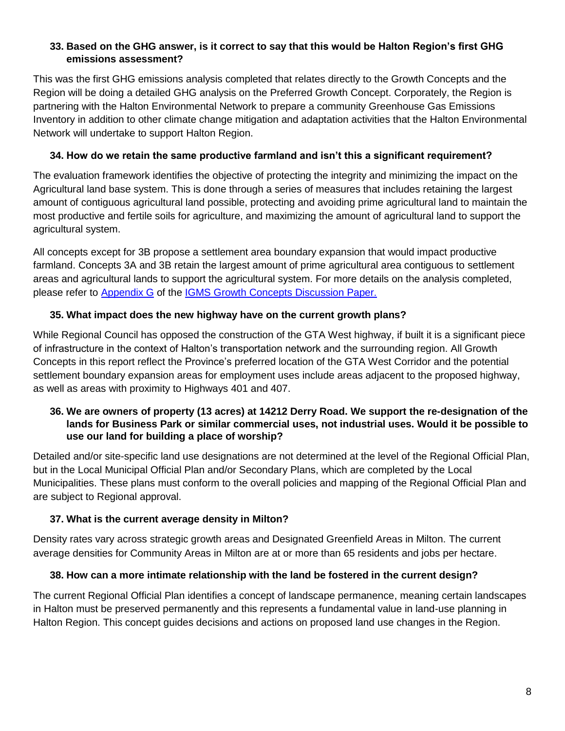**33. Based on the GHG answer, is it correct to say that this would be Halton Region's first GHG emissions assessment?**

This was the first GHG emissions analysis completed that relates directly to the Growth Concepts and the Region will be doing a detailed GHG analysis on the Preferred Growth Concept. Corporately, the Region is partnering with the Halton Environmental Network to prepare a community Greenhouse Gas Emissions Inventory in addition to other climate change mitigation and adaptation activities that the Halton Environmental Network will undertake to support Halton Region.

**34. How do we retain the same productive farmland and isn't this a significant requirement?**

The evaluation framework identifies the objective of protecting the integrity and minimizing the impact on the Agricultural land base system. This is done through a series of measures that includes retaining the largest amount of contiguous agricultural land possible, protecting and avoiding prime agricultural land to maintain the most productive and fertile soils for agriculture, and maximizing the amount of agricultural land to support the agricultural system.

All concepts except for 3B propose a settlement area boundary expansion that would impact productive farmland. Concepts 3A and 3B retain the largest amount of prime agricultural area contiguous to settlement areas and agricultural lands to support the agricultural system. For more details on the analysis completed, please refer to Appendix G of the IGMS Growth Concepts Discussion Paper.

**35. What impact does the new highway have on the current growth plans?**

While Regional Council has opposed the construction of the GTA West highway, if built it is a significant piece of infrastructure in the context of Halton's transportation network and the surrounding region. All Growth Concepts in this report reflect the Province's preferred location of the GTA West Corridor and the potential settlement boundary expansion areas for employment uses include areas adjacent to the proposed highway, as well as areas with proximity to Highways 401 and 407.

**36. We are owners of property (13 acres) at 14212 Derry Road. We support the re-designation of the lands for Business Park or similar commercial uses, not industrial uses. Would it be possible to use our land for building a place of worship?**

Detailed and/or site-specific land use designations are not determined at the level of the Regional Official Plan, but in the Local Municipal Official Plan and/or Secondary Plans, which are completed by the Local Municipalities. These plans must conform to the overall policies and mapping of the Regional Official Plan and are subject to Regional approval.

**37. What is the current average density in Milton?**

Density rates vary across strategic growth areas and Designated Greenfield Areas in Milton. The current average densities for Community Areas in Milton are at or more than 65 residents and jobs per hectare.

**38. How can a more intimate relationship with the land be fostered in the current design?**

The current Regional Official Plan identifies a concept of landscape permanence, meaning certain landscapes in Halton must be preserved permanently and this represents a fundamental value in land-use planning in Halton Region. This concept guides decisions and actions on proposed land use changes in the Region.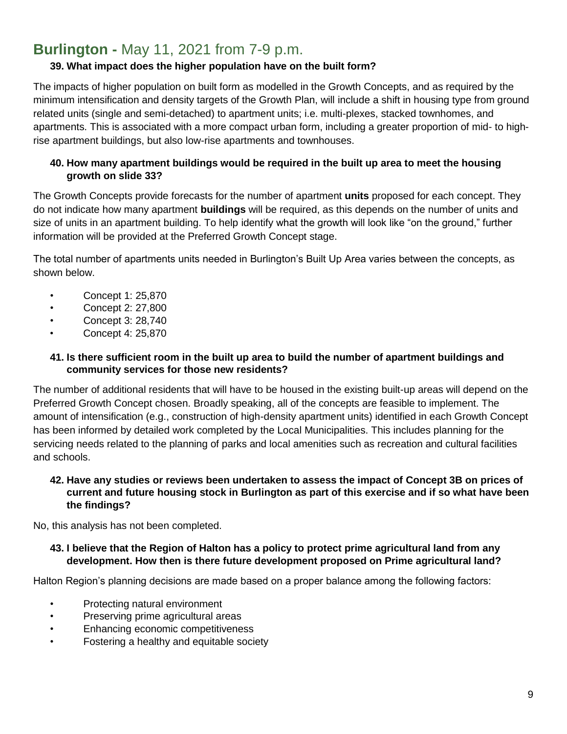## **Burlington -** May 11, 2021 from 7-9 p.m.

**39. What impact does the higher population have on the built form?**

The impacts of higher population on built form as modelled in the Growth Concepts, and as required by the minimum intensification and density targets of the Growth Plan, will include a shift in housing type from ground related units (single and semi-detached) to apartment units; i.e. multi-plexes, stacked townhomes, and apartments. This is associated with a more compact urban form, including a greater proportion of mid- to high-rise apartment buildings, but also low-rise apartments and townhouses.

**40. How many apartment buildings would be required in the built up area to meet the housing growth on slide 33?**

The Growth Concepts provide forecasts for the number of apartment **units** proposed for each concept. They do not indicate how many apartment **buildings** will be required, as this depends on the number of units and size of units in an apartment building. To help identify what the growth will look like "on the ground," further information will be provided at the Preferred Growth Concept stage.

The total number of apartments units needed in Burlington's Built Up Area varies between the concepts, as shown below.

- Concept 1: 25,870
- Concept 2: 27,800
- Concept 3: 28,740
- Concept 4: 25,870

**41. Is there sufficient room in the built up area to build the number of apartment buildings and community services for those new residents?**

The number of additional residents that will have to be housed in the existing built-up areas will depend on the Preferred Growth Concept chosen. Broadly speaking, all of the concepts are feasible to implement. The amount of intensification (e.g., construction of high-density apartment units) identified in each Growth Concept has been informed by detailed work completed by the Local Municipalities. This includes planning for the servicing needs related to the planning of parks and local amenities such as recreation and cultural facilities and schools.

**42. Have any studies or reviews been undertaken to assess the impact of Concept 3B on prices of current and future housing stock in Burlington as part of this exercise and if so what have been the findings?**

No, this analysis has not been completed.

**43. I believe that the Region of Halton has a policy to protect prime agricultural land from any development. How then is there future development proposed on Prime agricultural land?**

Halton Region's planning decisions are made based on a proper balance among the following factors:

- Protecting natural environment
- Preserving prime agricultural areas
- Enhancing economic competitiveness
- Fostering a healthy and equitable society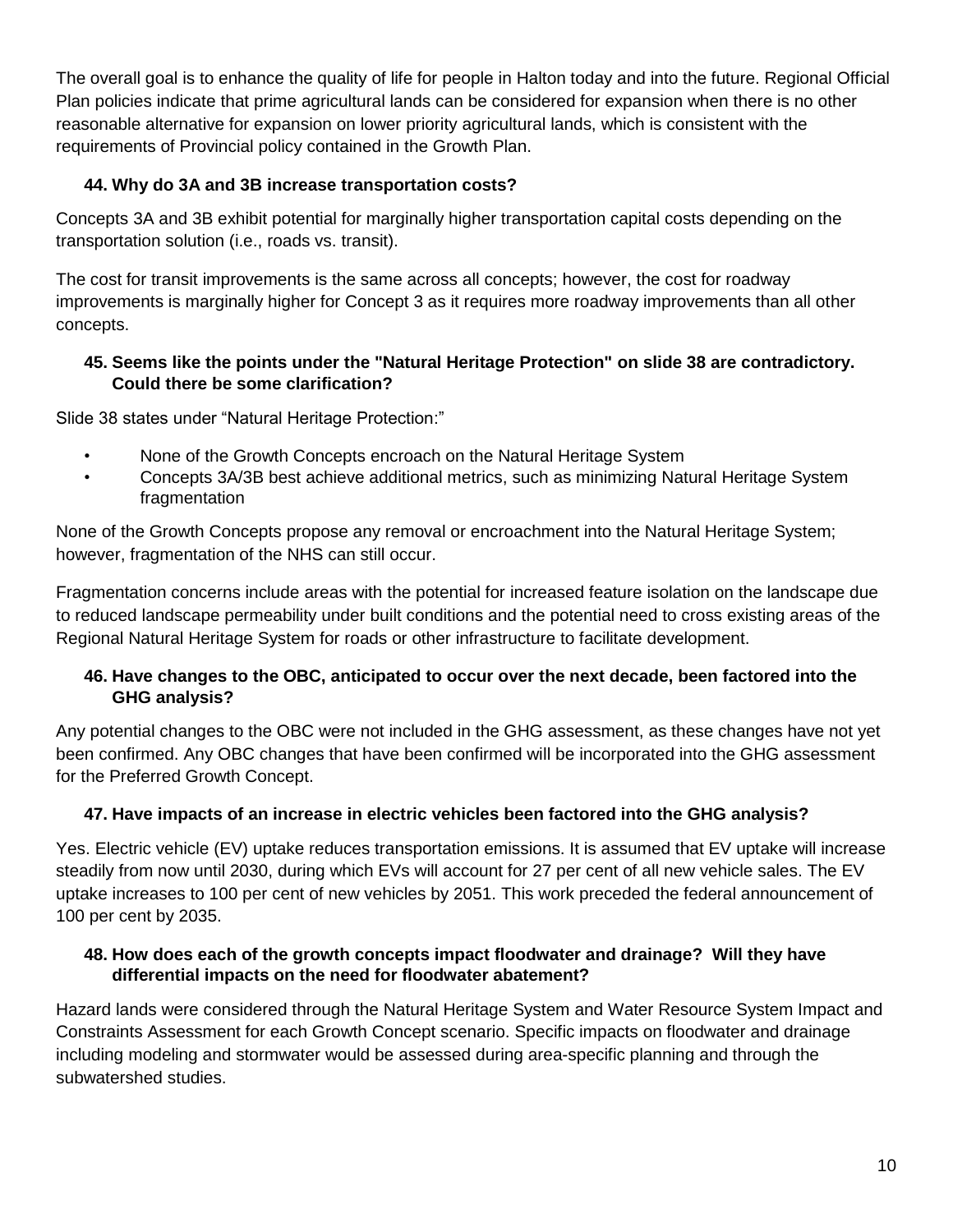The overall goal is to enhance the quality of life for people in Halton today and into the future. Regional Official Plan policies indicate that prime agricultural lands can be considered for expansion when there is no other reasonable alternative for expansion on lower priority agricultural lands, which is consistent with the requirements of Provincial policy contained in the Growth Plan.

### 44. Why do 3A and 3B increase transportation costs?

Concepts 3A and 3B exhibit potential for marginally higher transportation capital costs depending on the transportation solution (i.e., roads vs. transit).

The cost for transit improvements is the same across all concepts; however, the cost for roadway improvements is marginally higher for Concept 3 as it requires more roadway improvements than all other concepts.

### 45. Seems like the points under the "Natural Heritage Protection" on slide 38 are contradictory. Could there be some clarification?

Slide 38 states under "Natural Heritage Protection:"

- None of the Growth Concepts encroach on the Natural Heritage System
- Concepts 3A/3B best achieve additional metrics, such as minimizing Natural Heritage System fragmentation

None of the Growth Concepts propose any removal or encroachment into the Natural Heritage System; however, fragmentation of the NHS can still occur.

Fragmentation concerns include areas with the potential for increased feature isolation on the landscape due to reduced landscape permeability under built conditions and the potential need to cross existing areas of the Regional Natural Heritage System for roads or other infrastructure to facilitate development.

### 46. Have changes to the OBC, anticipated to occur over the next decade, been factored into the GHG analysis?

Any potential changes to the OBC were not included in the GHG assessment, as these changes have not yet been confirmed. Any OBC changes that have been confirmed will be incorporated into the GHG assessment for the Preferred Growth Concept.

### 47. Have impacts of an increase in electric vehicles been factored into the GHG analysis?

Yes. Electric vehicle (EV) uptake reduces transportation emissions. It is assumed that EV uptake will increase steadily from now until 2030, during which EVs will account for 27 per cent of all new vehicle sales. The EV uptake increases to 100 per cent of new vehicles by 2051. This work preceded the federal announcement of 100 per cent by 2035.

### 48. How does each of the growth concepts impact floodwater and drainage? Will they have differential impacts on the need for floodwater abatement?

Hazard lands were considered through the Natural Heritage System and Water Resource System Impact and Constraints Assessment for each Growth Concept scenario. Specific impacts on floodwater and drainage including modeling and stormwater would be assessed during area-specific planning and through the subwatershed studies.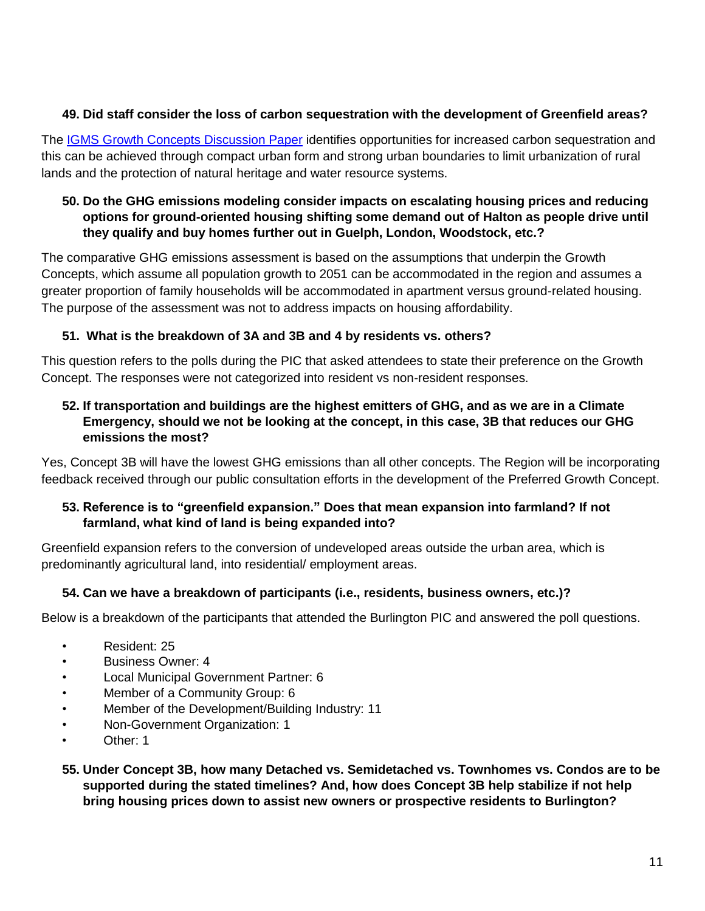**49. Did staff consider the loss of carbon sequestration with the development of Greenfield areas?**

The [IGMS Growth Concepts Discussion Paper]() identifies opportunities for increased carbon sequestration and this can be achieved through compact urban form and strong urban boundaries to limit urbanization of rural lands and the protection of natural heritage and water resource systems.

**50. Do the GHG emissions modeling consider impacts on escalating housing prices and reducing options for ground-oriented housing shifting some demand out of Halton as people drive until they qualify and buy homes further out in Guelph, London, Woodstock, etc.?**

The comparative GHG emissions assessment is based on the assumptions that underpin the Growth Concepts, which assume all population growth to 2051 can be accommodated in the region and assumes a greater proportion of family households will be accommodated in apartment versus ground-related housing. The purpose of the assessment was not to address impacts on housing affordability.

**51. What is the breakdown of 3A and 3B and 4 by residents vs. others?**

This question refers to the polls during the PIC that asked attendees to state their preference on the Growth Concept. The responses were not categorized into resident vs non-resident responses.

**52. If transportation and buildings are the highest emitters of GHG, and as we are in a Climate Emergency, should we not be looking at the concept, in this case, 3B that reduces our GHG emissions the most?**

Yes, Concept 3B will have the lowest GHG emissions than all other concepts. The Region will be incorporating feedback received through our public consultation efforts in the development of the Preferred Growth Concept.

**53. Reference is to "greenfield expansion." Does that mean expansion into farmland? If not farmland, what kind of land is being expanded into?**

Greenfield expansion refers to the conversion of undeveloped areas outside the urban area, which is predominantly agricultural land, into residential/ employment areas.

**54. Can we have a breakdown of participants (i.e., residents, business owners, etc.)?**

Below is a breakdown of the participants that attended the Burlington PIC and answered the poll questions.

- Resident: 25
- Business Owner: 4
- Local Municipal Government Partner: 6
- Member of a Community Group: 6
- Member of the Development/Building Industry: 11
- Non-Government Organization: 1
- Other: 1

**55. Under Concept 3B, how many Detached vs. Semidetached vs. Townhomes vs. Condos are to be supported during the stated timelines? And, how does Concept 3B help stabilize if not help bring housing prices down to assist new owners or prospective residents to Burlington?**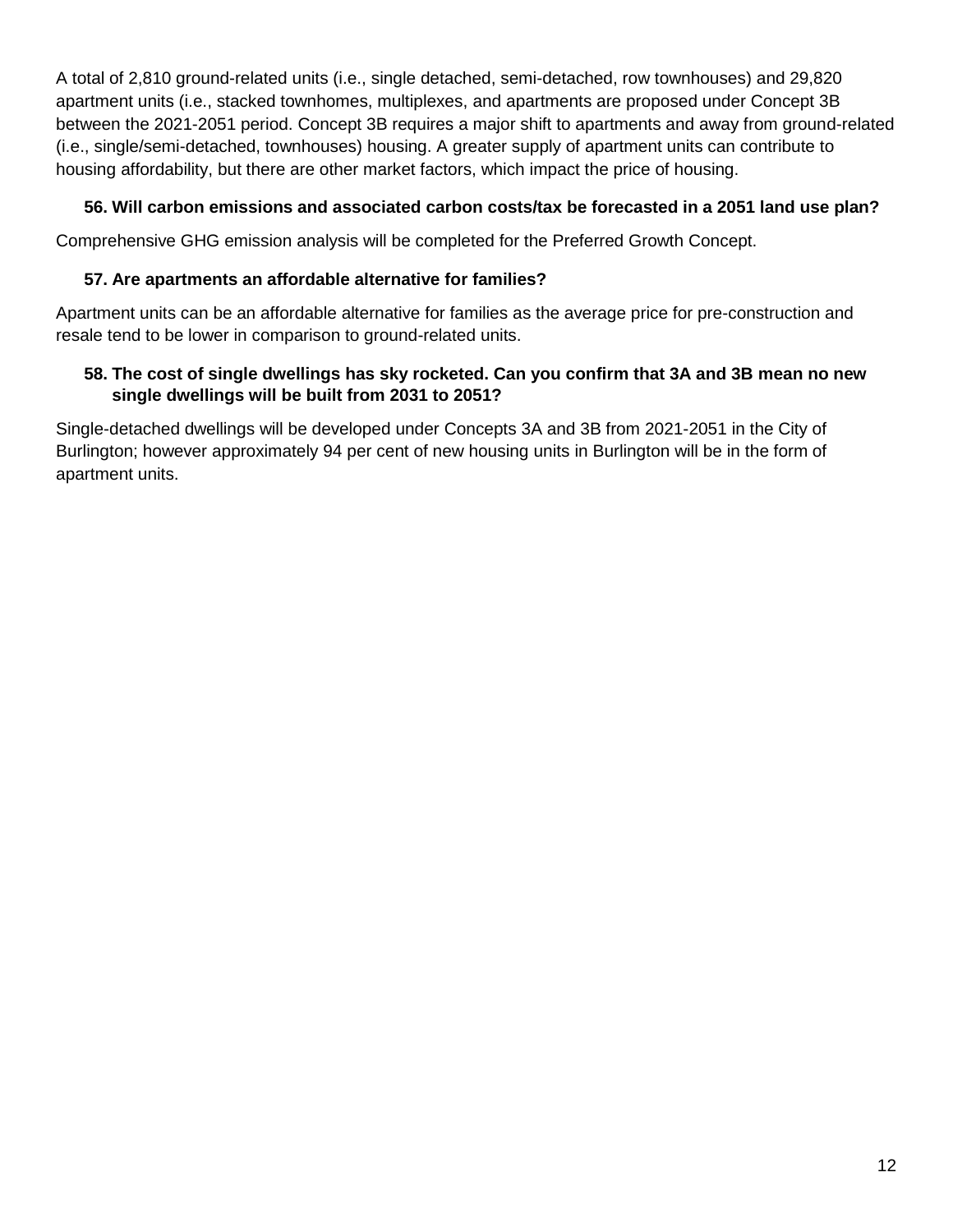A total of 2,810 ground-related units (i.e., single detached, semi-detached, row townhouses) and 29,820 apartment units (i.e., stacked townhomes, multiplexes, and apartments are proposed under Concept 3B between the 2021-2051 period. Concept 3B requires a major shift to apartments and away from ground-related (i.e., single/semi-detached, townhouses) housing. A greater supply of apartment units can contribute to housing affordability, but there are other market factors, which impact the price of housing.

**56. Will carbon emissions and associated carbon costs/tax be forecasted in a 2051 land use plan?**

Comprehensive GHG emission analysis will be completed for the Preferred Growth Concept.

**57. Are apartments an affordable alternative for families?**

Apartment units can be an affordable alternative for families as the average price for pre-construction and resale tend to be lower in comparison to ground-related units.

**58. The cost of single dwellings has sky rocketed. Can you confirm that 3A and 3B mean no new single dwellings will be built from 2031 to 2051?**

Single-detached dwellings will be developed under Concepts 3A and 3B from 2021-2051 in the City of Burlington; however approximately 94 per cent of new housing units in Burlington will be in the form of apartment units.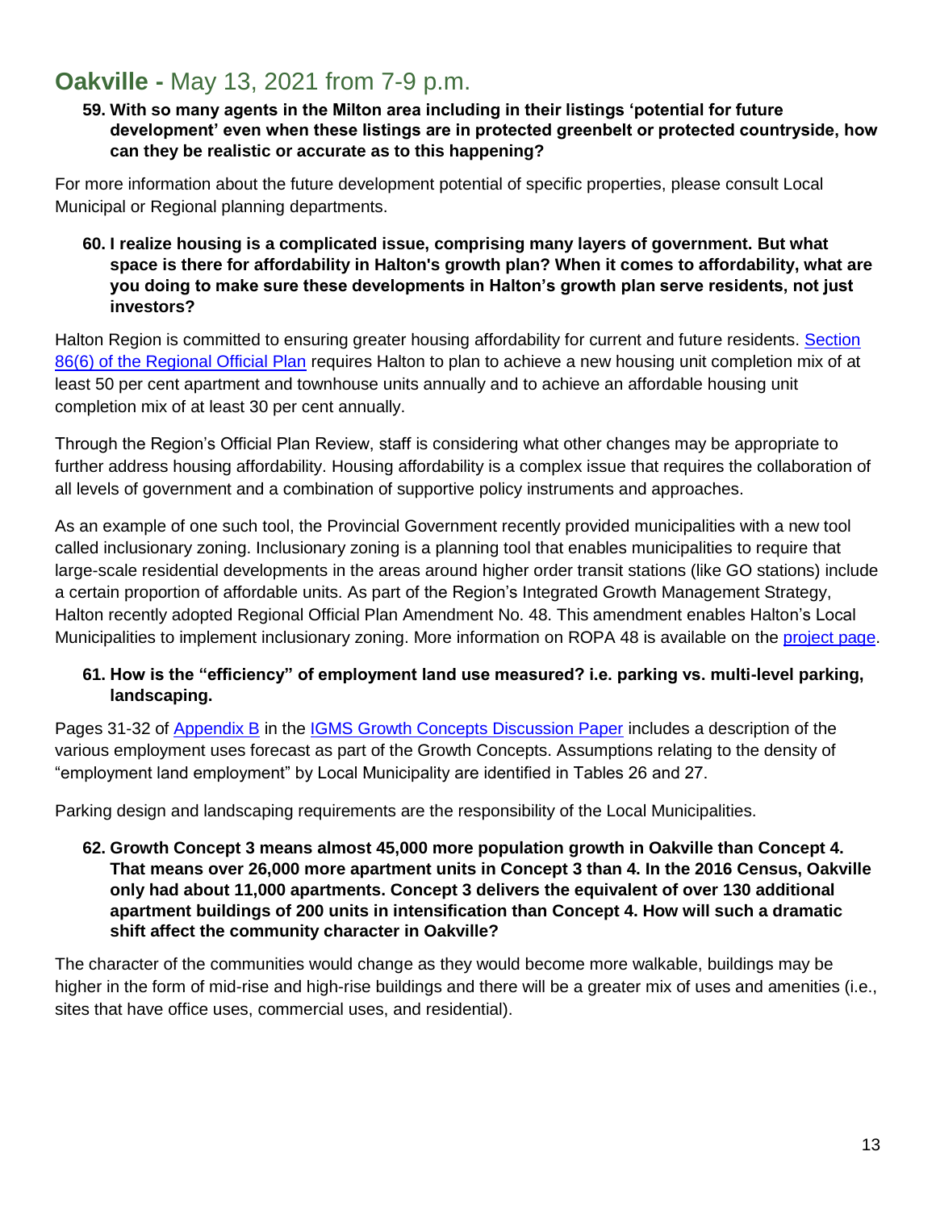## **Oakville -** May 13, 2021 from 7-9 p.m.

**59. With so many agents in the Milton area including in their listings 'potential for future development' even when these listings are in protected greenbelt or protected countryside, how can they be realistic or accurate as to this happening?**

For more information about the future development potential of specific properties, please consult Local Municipal or Regional planning departments.

**60. I realize housing is a complicated issue, comprising many layers of government. But what space is there for affordability in Halton's growth plan? When it comes to affordability, what are you doing to make sure these developments in Halton's growth plan serve residents, not just investors?**

Halton Region is committed to ensuring greater housing affordability for current and future residents. Section 86(6) of the Regional Official Plan requires Halton to plan to achieve a new housing unit completion mix of at least 50 per cent apartment and townhouse units annually and to achieve an affordable housing unit completion mix of at least 30 per cent annually.

Through the Region's Official Plan Review, staff is considering what other changes may be appropriate to further address housing affordability. Housing affordability is a complex issue that requires the collaboration of all levels of government and a combination of supportive policy instruments and approaches.

As an example of one such tool, the Provincial Government recently provided municipalities with a new tool called inclusionary zoning. Inclusionary zoning is a planning tool that enables municipalities to require that large-scale residential developments in the areas around higher order transit stations (like GO stations) include a certain proportion of affordable units. As part of the Region's Integrated Growth Management Strategy, Halton recently adopted Regional Official Plan Amendment No. 48. This amendment enables Halton's Local Municipalities to implement inclusionary zoning. More information on ROPA 48 is available on the project page.

**61. How is the "efficiency" of employment land use measured? i.e. parking vs. multi-level parking, landscaping.**

Pages 31-32 of Appendix B in the IGMS Growth Concepts Discussion Paper includes a description of the various employment uses forecast as part of the Growth Concepts. Assumptions relating to the density of "employment land employment" by Local Municipality are identified in Tables 26 and 27.

Parking design and landscaping requirements are the responsibility of the Local Municipalities.

**62. Growth Concept 3 means almost 45,000 more population growth in Oakville than Concept 4. That means over 26,000 more apartment units in Concept 3 than 4. In the 2016 Census, Oakville only had about 11,000 apartments. Concept 3 delivers the equivalent of over 130 additional apartment buildings of 200 units in intensification than Concept 4. How will such a dramatic shift affect the community character in Oakville?**

The character of the communities would change as they would become more walkable, buildings may be higher in the form of mid-rise and high-rise buildings and there will be a greater mix of uses and amenities (i.e., sites that have office uses, commercial uses, and residential).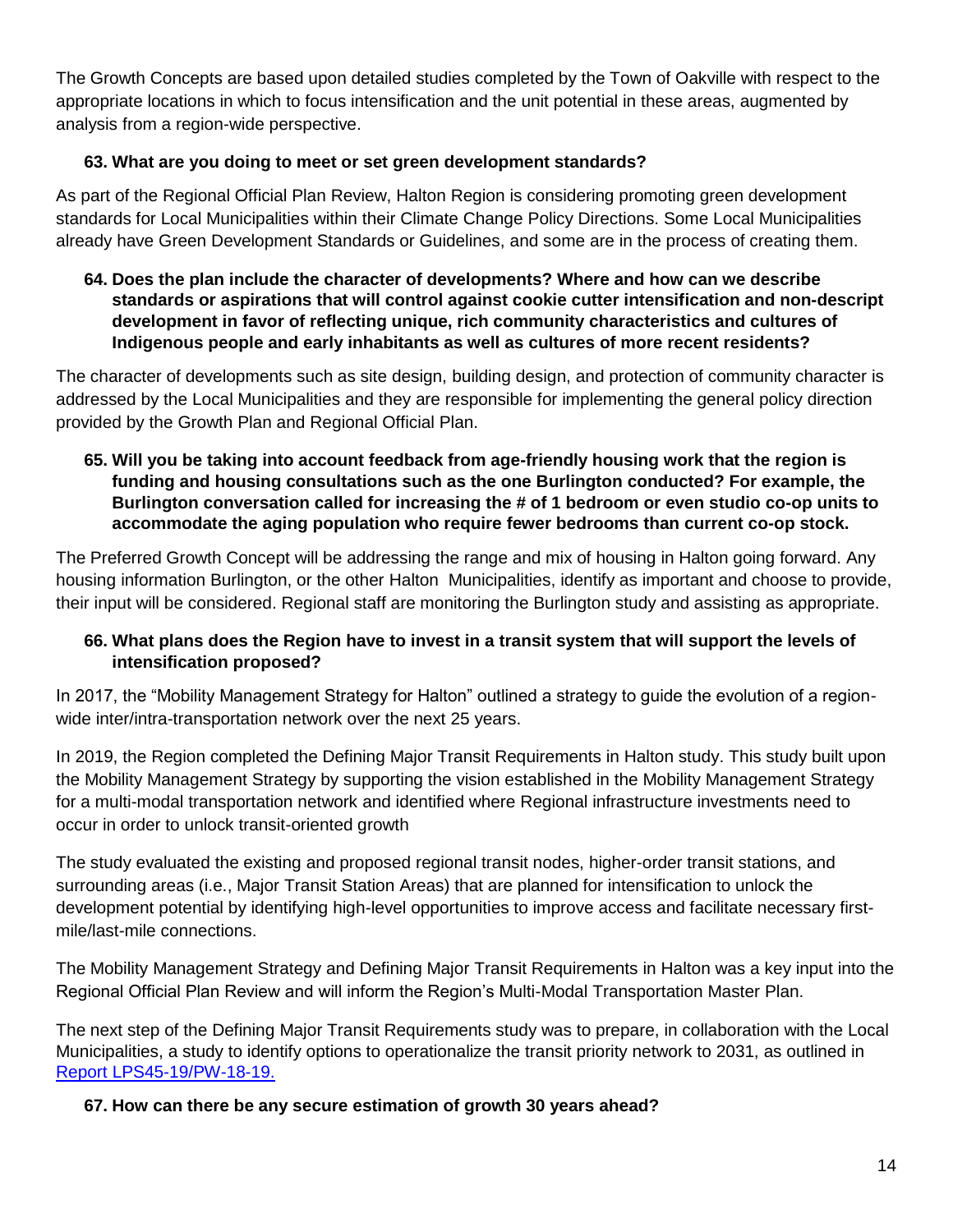The Growth Concepts are based upon detailed studies completed by the Town of Oakville with respect to the appropriate locations in which to focus intensification and the unit potential in these areas, augmented by analysis from a region-wide perspective.

**63. What are you doing to meet or set green development standards?**

As part of the Regional Official Plan Review, Halton Region is considering promoting green development standards for Local Municipalities within their Climate Change Policy Directions. Some Local Municipalities already have Green Development Standards or Guidelines, and some are in the process of creating them.

**64. Does the plan include the character of developments? Where and how can we describe standards or aspirations that will control against cookie cutter intensification and non-descript development in favor of reflecting unique, rich community characteristics and cultures of Indigenous people and early inhabitants as well as cultures of more recent residents?**

The character of developments such as site design, building design, and protection of community character is addressed by the Local Municipalities and they are responsible for implementing the general policy direction provided by the Growth Plan and Regional Official Plan.

**65. Will you be taking into account feedback from age-friendly housing work that the region is funding and housing consultations such as the one Burlington conducted? For example, the Burlington conversation called for increasing the # of 1 bedroom or even studio co-op units to accommodate the aging population who require fewer bedrooms than current co-op stock.**

The Preferred Growth Concept will be addressing the range and mix of housing in Halton going forward. Any housing information Burlington, or the other Halton Municipalities, identify as important and choose to provide, their input will be considered. Regional staff are monitoring the Burlington study and assisting as appropriate.

**66. What plans does the Region have to invest in a transit system that will support the levels of intensification proposed?**

In 2017, the "Mobility Management Strategy for Halton" outlined a strategy to guide the evolution of a region-wide inter/intra-transportation network over the next 25 years.

In 2019, the Region completed the Defining Major Transit Requirements in Halton study. This study built upon the Mobility Management Strategy by supporting the vision established in the Mobility Management Strategy for a multi-modal transportation network and identified where Regional infrastructure investments need to occur in order to unlock transit-oriented growth

The study evaluated the existing and proposed regional transit nodes, higher-order transit stations, and surrounding areas (i.e., Major Transit Station Areas) that are planned for intensification to unlock the development potential by identifying high-level opportunities to improve access and facilitate necessary first-mile/last-mile connections.

The Mobility Management Strategy and Defining Major Transit Requirements in Halton was a key input into the Regional Official Plan Review and will inform the Region's Multi-Modal Transportation Master Plan.

The next step of the Defining Major Transit Requirements study was to prepare, in collaboration with the Local Municipalities, a study to identify options to operationalize the transit priority network to 2031, as outlined in Report LPS45-19/PW-18-19.

**67. How can there be any secure estimation of growth 30 years ahead?**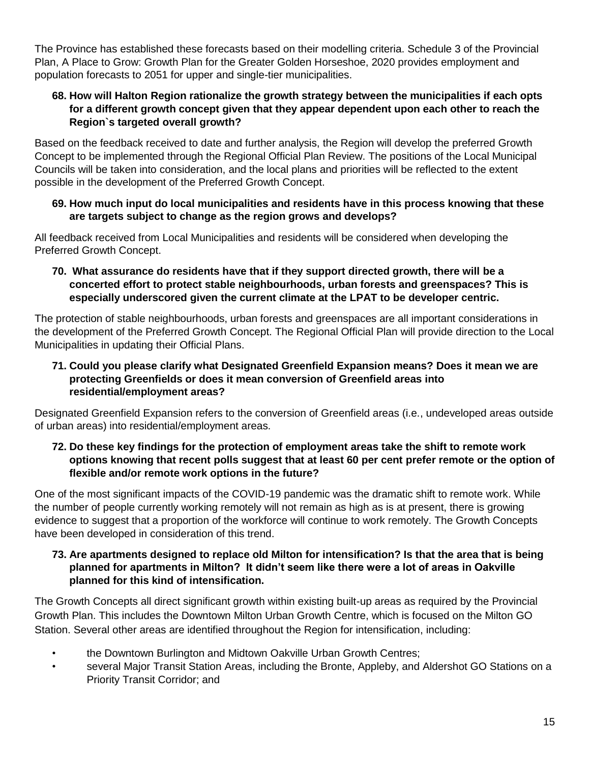The Province has established these forecasts based on their modelling criteria. Schedule 3 of the Provincial Plan, A Place to Grow: Growth Plan for the Greater Golden Horseshoe, 2020 provides employment and population forecasts to 2051 for upper and single-tier municipalities.

**68. How will Halton Region rationalize the growth strategy between the municipalities if each opts for a different growth concept given that they appear dependent upon each other to reach the Region`s targeted overall growth?**

Based on the feedback received to date and further analysis, the Region will develop the preferred Growth Concept to be implemented through the Regional Official Plan Review. The positions of the Local Municipal Councils will be taken into consideration, and the local plans and priorities will be reflected to the extent possible in the development of the Preferred Growth Concept.

**69. How much input do local municipalities and residents have in this process knowing that these are targets subject to change as the region grows and develops?**

All feedback received from Local Municipalities and residents will be considered when developing the Preferred Growth Concept.

**70. What assurance do residents have that if they support directed growth, there will be a concerted effort to protect stable neighbourhoods, urban forests and greenspaces? This is especially underscored given the current climate at the LPAT to be developer centric.**

The protection of stable neighbourhoods, urban forests and greenspaces are all important considerations in the development of the Preferred Growth Concept. The Regional Official Plan will provide direction to the Local Municipalities in updating their Official Plans.

**71. Could you please clarify what Designated Greenfield Expansion means? Does it mean we are protecting Greenfields or does it mean conversion of Greenfield areas into residential/employment areas?**

Designated Greenfield Expansion refers to the conversion of Greenfield areas (i.e., undeveloped areas outside of urban areas) into residential/employment areas.

**72. Do these key findings for the protection of employment areas take the shift to remote work options knowing that recent polls suggest that at least 60 per cent prefer remote or the option of flexible and/or remote work options in the future?**

One of the most significant impacts of the COVID-19 pandemic was the dramatic shift to remote work. While the number of people currently working remotely will not remain as high as is at present, there is growing evidence to suggest that a proportion of the workforce will continue to work remotely. The Growth Concepts have been developed in consideration of this trend.

**73. Are apartments designed to replace old Milton for intensification? Is that the area that is being planned for apartments in Milton? It didn't seem like there were a lot of areas in Oakville planned for this kind of intensification.**

The Growth Concepts all direct significant growth within existing built-up areas as required by the Provincial Growth Plan. This includes the Downtown Milton Urban Growth Centre, which is focused on the Milton GO Station. Several other areas are identified throughout the Region for intensification, including:

- the Downtown Burlington and Midtown Oakville Urban Growth Centres;
- several Major Transit Station Areas, including the Bronte, Appleby, and Aldershot GO Stations on a Priority Transit Corridor; and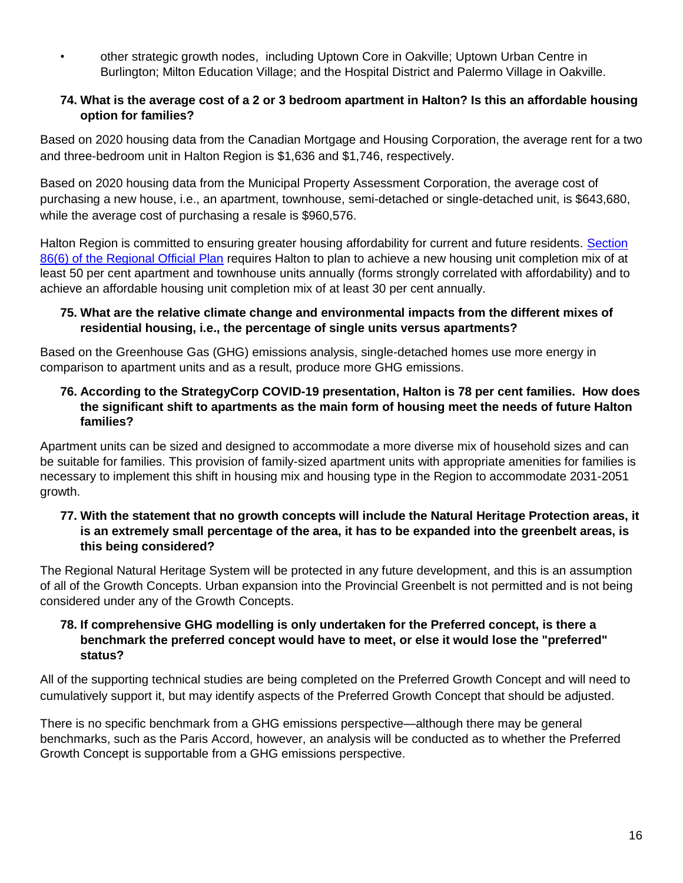- other strategic growth nodes, including Uptown Core in Oakville; Uptown Urban Centre in Burlington; Milton Education Village; and the Hospital District and Palermo Village in Oakville.

### 74. What is the average cost of a 2 or 3 bedroom apartment in Halton? Is this an affordable housing option for families?

Based on 2020 housing data from the Canadian Mortgage and Housing Corporation, the average rent for a two and three-bedroom unit in Halton Region is $1,636 and $1,746, respectively.

Based on 2020 housing data from the Municipal Property Assessment Corporation, the average cost of purchasing a new house, i.e., an apartment, townhouse, semi-detached or single-detached unit, is $643,680, while the average cost of purchasing a resale is $960,576.

Halton Region is committed to ensuring greater housing affordability for current and future residents. Section 86(6) of the Regional Official Plan requires Halton to plan to achieve a new housing unit completion mix of at least 50 per cent apartment and townhouse units annually (forms strongly correlated with affordability) and to achieve an affordable housing unit completion mix of at least 30 per cent annually.

### 75. What are the relative climate change and environmental impacts from the different mixes of residential housing, i.e., the percentage of single units versus apartments?

Based on the Greenhouse Gas (GHG) emissions analysis, single-detached homes use more energy in comparison to apartment units and as a result, produce more GHG emissions.

### 76. According to the StrategyCorp COVID-19 presentation, Halton is 78 per cent families. How does the significant shift to apartments as the main form of housing meet the needs of future Halton families?

Apartment units can be sized and designed to accommodate a more diverse mix of household sizes and can be suitable for families. This provision of family-sized apartment units with appropriate amenities for families is necessary to implement this shift in housing mix and housing type in the Region to accommodate 2031-2051 growth.

### 77. With the statement that no growth concepts will include the Natural Heritage Protection areas, it is an extremely small percentage of the area, it has to be expanded into the greenbelt areas, is this being considered?

The Regional Natural Heritage System will be protected in any future development, and this is an assumption of all of the Growth Concepts. Urban expansion into the Provincial Greenbelt is not permitted and is not being considered under any of the Growth Concepts.

### 78. If comprehensive GHG modelling is only undertaken for the Preferred concept, is there a benchmark the preferred concept would have to meet, or else it would lose the "preferred" status?

All of the supporting technical studies are being completed on the Preferred Growth Concept and will need to cumulatively support it, but may identify aspects of the Preferred Growth Concept that should be adjusted.

There is no specific benchmark from a GHG emissions perspective—although there may be general benchmarks, such as the Paris Accord, however, an analysis will be conducted as to whether the Preferred Growth Concept is supportable from a GHG emissions perspective.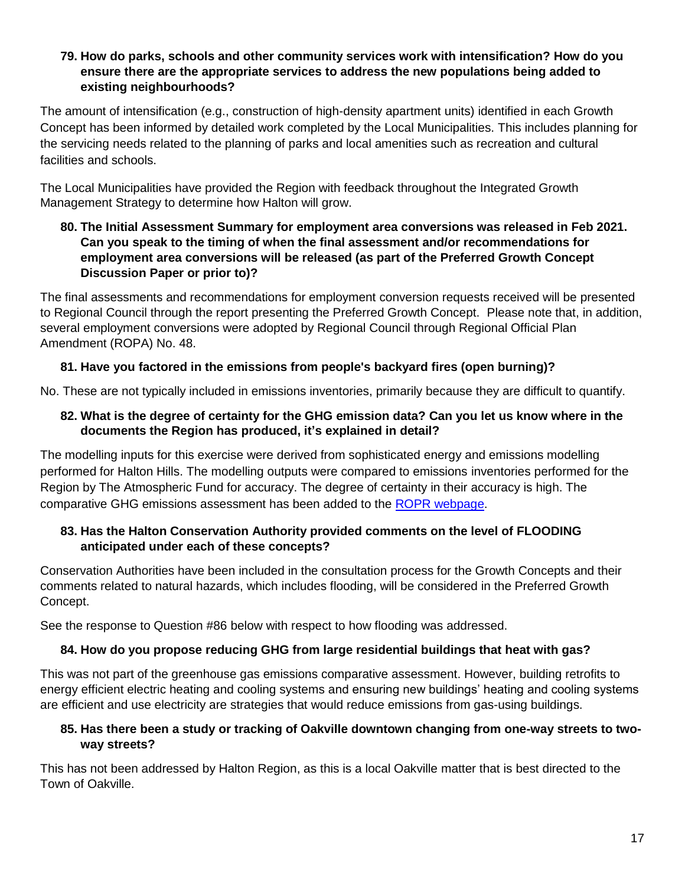**79. How do parks, schools and other community services work with intensification? How do you ensure there are the appropriate services to address the new populations being added to existing neighbourhoods?**

The amount of intensification (e.g., construction of high-density apartment units) identified in each Growth Concept has been informed by detailed work completed by the Local Municipalities. This includes planning for the servicing needs related to the planning of parks and local amenities such as recreation and cultural facilities and schools.

The Local Municipalities have provided the Region with feedback throughout the Integrated Growth Management Strategy to determine how Halton will grow.

**80. The Initial Assessment Summary for employment area conversions was released in Feb 2021. Can you speak to the timing of when the final assessment and/or recommendations for employment area conversions will be released (as part of the Preferred Growth Concept Discussion Paper or prior to)?**

The final assessments and recommendations for employment conversion requests received will be presented to Regional Council through the report presenting the Preferred Growth Concept. Please note that, in addition, several employment conversions were adopted by Regional Council through Regional Official Plan Amendment (ROPA) No. 48.

**81. Have you factored in the emissions from people's backyard fires (open burning)?**

No. These are not typically included in emissions inventories, primarily because they are difficult to quantify.

**82. What is the degree of certainty for the GHG emission data? Can you let us know where in the documents the Region has produced, it's explained in detail?**

The modelling inputs for this exercise were derived from sophisticated energy and emissions modelling performed for Halton Hills. The modelling outputs were compared to emissions inventories performed for the Region by The Atmospheric Fund for accuracy. The degree of certainty in their accuracy is high. The comparative GHG emissions assessment has been added to the ROPR webpage.

**83. Has the Halton Conservation Authority provided comments on the level of FLOODING anticipated under each of these concepts?**

Conservation Authorities have been included in the consultation process for the Growth Concepts and their comments related to natural hazards, which includes flooding, will be considered in the Preferred Growth Concept.

See the response to Question #86 below with respect to how flooding was addressed.

**84. How do you propose reducing GHG from large residential buildings that heat with gas?**

This was not part of the greenhouse gas emissions comparative assessment. However, building retrofits to energy efficient electric heating and cooling systems and ensuring new buildings' heating and cooling systems are efficient and use electricity are strategies that would reduce emissions from gas-using buildings.

**85. Has there been a study or tracking of Oakville downtown changing from one-way streets to two-way streets?**

This has not been addressed by Halton Region, as this is a local Oakville matter that is best directed to the Town of Oakville.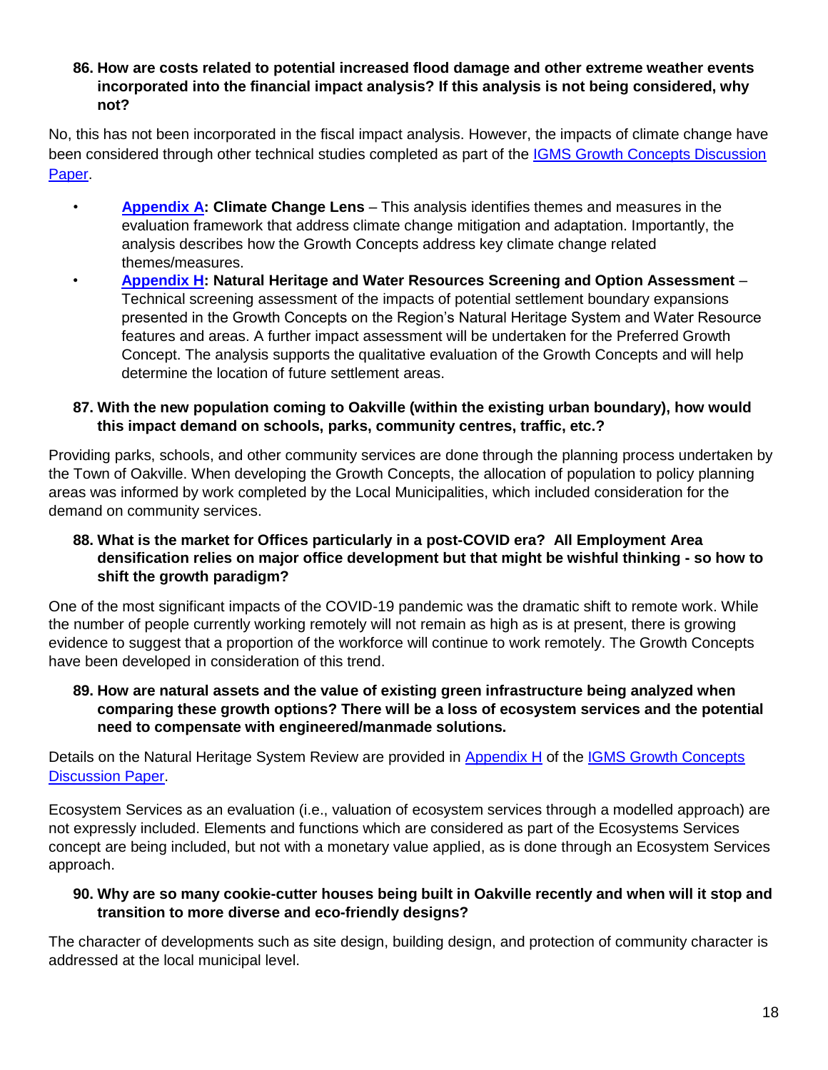**86. How are costs related to potential increased flood damage and other extreme weather events incorporated into the financial impact analysis? If this analysis is not being considered, why not?**

No, this has not been incorporated in the fiscal impact analysis. However, the impacts of climate change have been considered through other technical studies completed as part of the [IGMS Growth Concepts Discussion Paper](#).

- **[Appendix A](#): Climate Change Lens** – This analysis identifies themes and measures in the evaluation framework that address climate change mitigation and adaptation. Importantly, the analysis describes how the Growth Concepts address key climate change related themes/measures.
- **[Appendix H](#): Natural Heritage and Water Resources Screening and Option Assessment** – Technical screening assessment of the impacts of potential settlement boundary expansions presented in the Growth Concepts on the Region's Natural Heritage System and Water Resource features and areas. A further impact assessment will be undertaken for the Preferred Growth Concept. The analysis supports the qualitative evaluation of the Growth Concepts and will help determine the location of future settlement areas.

**87. With the new population coming to Oakville (within the existing urban boundary), how would this impact demand on schools, parks, community centres, traffic, etc.?**

Providing parks, schools, and other community services are done through the planning process undertaken by the Town of Oakville. When developing the Growth Concepts, the allocation of population to policy planning areas was informed by work completed by the Local Municipalities, which included consideration for the demand on community services.

**88. What is the market for Offices particularly in a post-COVID era? All Employment Area densification relies on major office development but that might be wishful thinking - so how to shift the growth paradigm?**

One of the most significant impacts of the COVID-19 pandemic was the dramatic shift to remote work. While the number of people currently working remotely will not remain as high as is at present, there is growing evidence to suggest that a proportion of the workforce will continue to work remotely. The Growth Concepts have been developed in consideration of this trend.

**89. How are natural assets and the value of existing green infrastructure being analyzed when comparing these growth options? There will be a loss of ecosystem services and the potential need to compensate with engineered/manmade solutions.**

Details on the Natural Heritage System Review are provided in [Appendix H](#) of the [IGMS Growth Concepts Discussion Paper](#).

Ecosystem Services as an evaluation (i.e., valuation of ecosystem services through a modelled approach) are not expressly included. Elements and functions which are considered as part of the Ecosystems Services concept are being included, but not with a monetary value applied, as is done through an Ecosystem Services approach.

**90. Why are so many cookie-cutter houses being built in Oakville recently and when will it stop and transition to more diverse and eco-friendly designs?**

The character of developments such as site design, building design, and protection of community character is addressed at the local municipal level.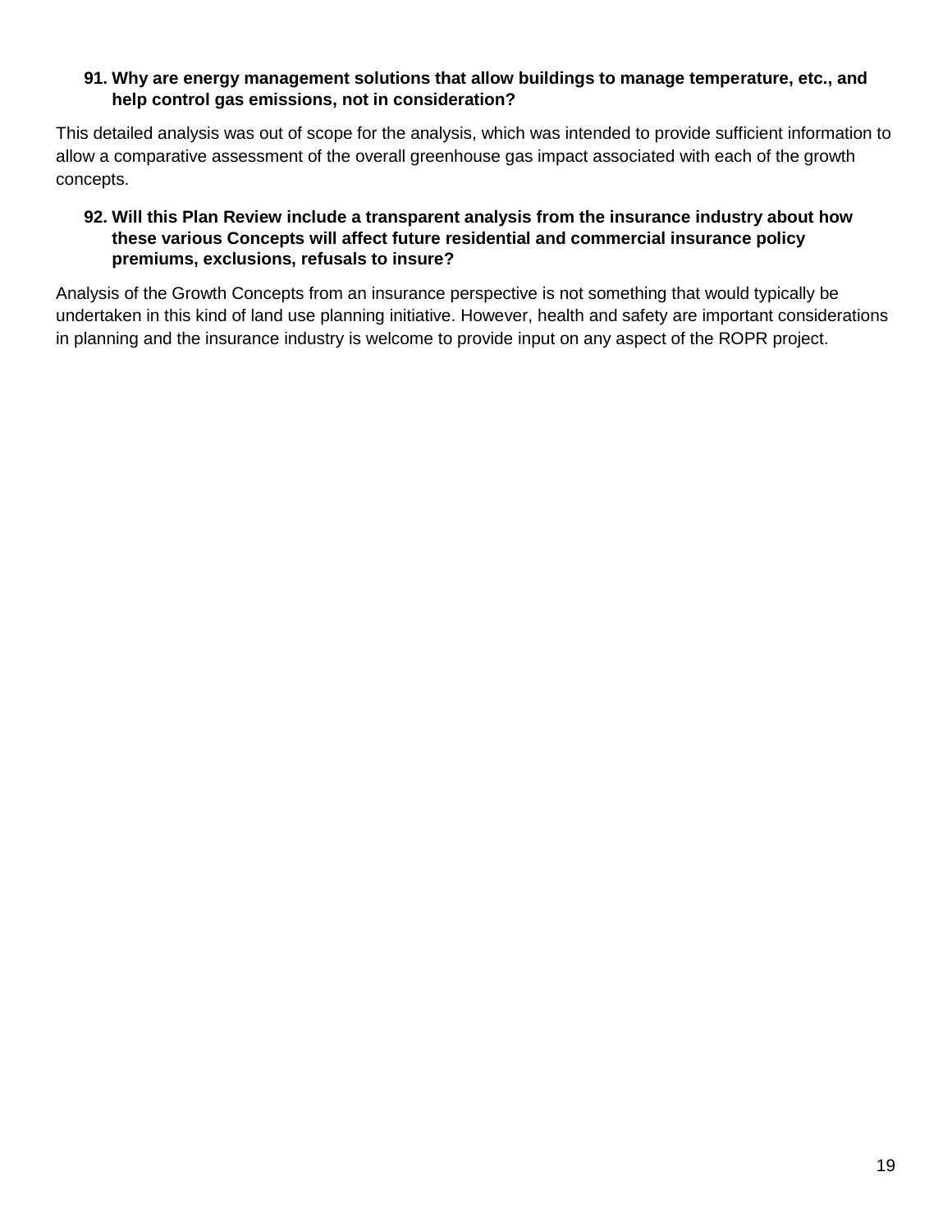**91. Why are energy management solutions that allow buildings to manage temperature, etc., and help control gas emissions, not in consideration?**

This detailed analysis was out of scope for the analysis, which was intended to provide sufficient information to allow a comparative assessment of the overall greenhouse gas impact associated with each of the growth concepts.

**92. Will this Plan Review include a transparent analysis from the insurance industry about how these various Concepts will affect future residential and commercial insurance policy premiums, exclusions, refusals to insure?**

Analysis of the Growth Concepts from an insurance perspective is not something that would typically be undertaken in this kind of land use planning initiative. However, health and safety are important considerations in planning and the insurance industry is welcome to provide input on any aspect of the ROPR project.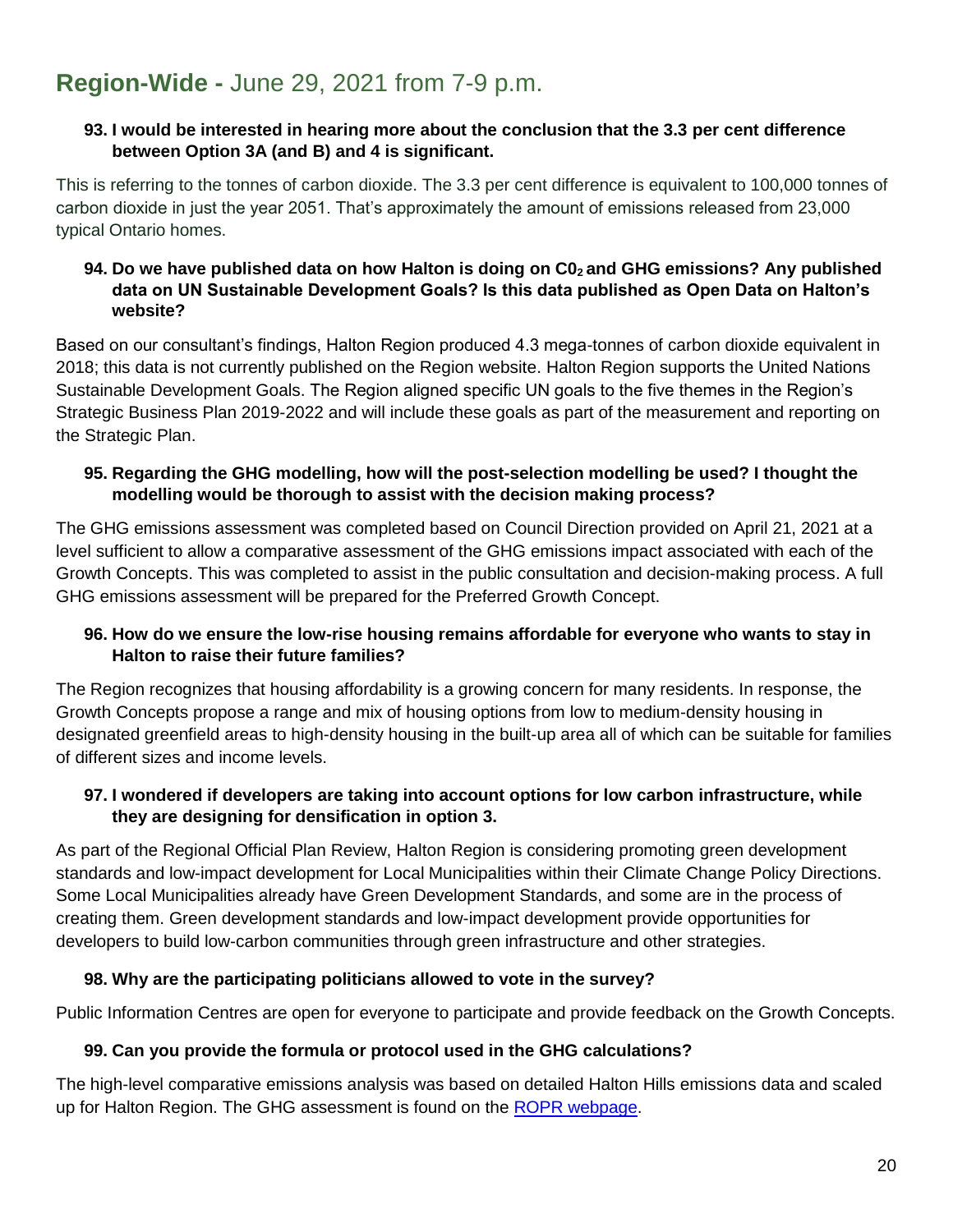## **Region-Wide -** June 29, 2021 from 7-9 p.m.

**93. I would be interested in hearing more about the conclusion that the 3.3 per cent difference between Option 3A (and B) and 4 is significant.**

This is referring to the tonnes of carbon dioxide. The 3.3 per cent difference is equivalent to 100,000 tonnes of carbon dioxide in just the year 2051. That's approximately the amount of emissions released from 23,000 typical Ontario homes.

**94. Do we have published data on how Halton is doing on $C0_2$ and GHG emissions? Any published data on UN Sustainable Development Goals? Is this data published as Open Data on Halton's website?**

Based on our consultant's findings, Halton Region produced 4.3 mega-tonnes of carbon dioxide equivalent in 2018; this data is not currently published on the Region website. Halton Region supports the United Nations Sustainable Development Goals. The Region aligned specific UN goals to the five themes in the Region's Strategic Business Plan 2019-2022 and will include these goals as part of the measurement and reporting on the Strategic Plan.

**95. Regarding the GHG modelling, how will the post-selection modelling be used? I thought the modelling would be thorough to assist with the decision making process?**

The GHG emissions assessment was completed based on Council Direction provided on April 21, 2021 at a level sufficient to allow a comparative assessment of the GHG emissions impact associated with each of the Growth Concepts. This was completed to assist in the public consultation and decision-making process. A full GHG emissions assessment will be prepared for the Preferred Growth Concept.

**96. How do we ensure the low-rise housing remains affordable for everyone who wants to stay in Halton to raise their future families?**

The Region recognizes that housing affordability is a growing concern for many residents. In response, the Growth Concepts propose a range and mix of housing options from low to medium-density housing in designated greenfield areas to high-density housing in the built-up area all of which can be suitable for families of different sizes and income levels.

**97. I wondered if developers are taking into account options for low carbon infrastructure, while they are designing for densification in option 3.**

As part of the Regional Official Plan Review, Halton Region is considering promoting green development standards and low-impact development for Local Municipalities within their Climate Change Policy Directions. Some Local Municipalities already have Green Development Standards, and some are in the process of creating them. Green development standards and low-impact development provide opportunities for developers to build low-carbon communities through green infrastructure and other strategies.

**98. Why are the participating politicians allowed to vote in the survey?**

Public Information Centres are open for everyone to participate and provide feedback on the Growth Concepts.

**99. Can you provide the formula or protocol used in the GHG calculations?**

The high-level comparative emissions analysis was based on detailed Halton Hills emissions data and scaled up for Halton Region. The GHG assessment is found on the ROPR webpage.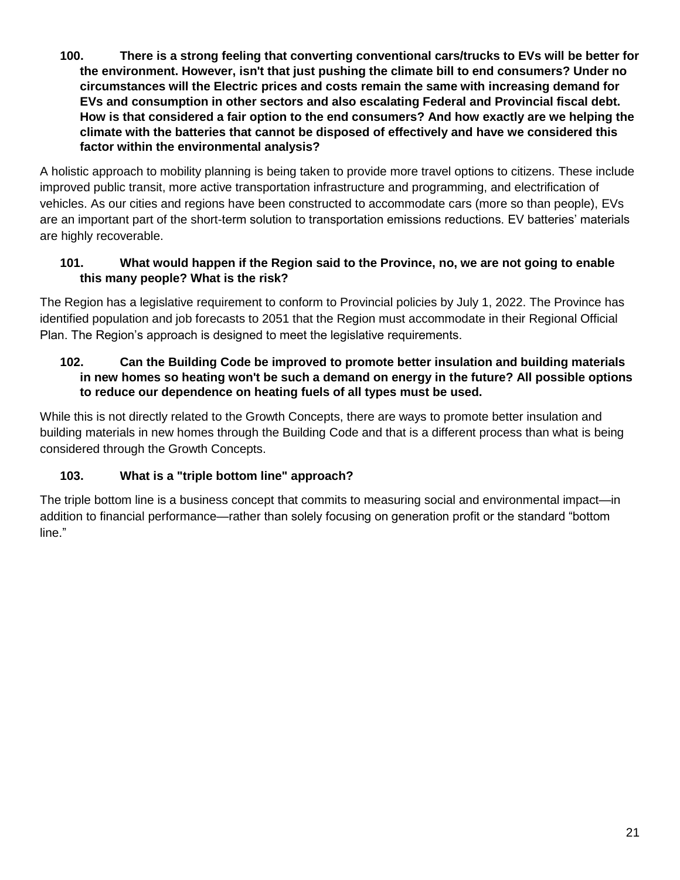**100. There is a strong feeling that converting conventional cars/trucks to EVs will be better for the environment. However, isn't that just pushing the climate bill to end consumers? Under no circumstances will the Electric prices and costs remain the same with increasing demand for EVs and consumption in other sectors and also escalating Federal and Provincial fiscal debt. How is that considered a fair option to the end consumers? And how exactly are we helping the climate with the batteries that cannot be disposed of effectively and have we considered this factor within the environmental analysis?**

A holistic approach to mobility planning is being taken to provide more travel options to citizens. These include improved public transit, more active transportation infrastructure and programming, and electrification of vehicles. As our cities and regions have been constructed to accommodate cars (more so than people), EVs are an important part of the short-term solution to transportation emissions reductions. EV batteries' materials are highly recoverable.

**101. What would happen if the Region said to the Province, no, we are not going to enable this many people? What is the risk?**

The Region has a legislative requirement to conform to Provincial policies by July 1, 2022. The Province has identified population and job forecasts to 2051 that the Region must accommodate in their Regional Official Plan. The Region's approach is designed to meet the legislative requirements.

**102. Can the Building Code be improved to promote better insulation and building materials in new homes so heating won't be such a demand on energy in the future? All possible options to reduce our dependence on heating fuels of all types must be used.**

While this is not directly related to the Growth Concepts, there are ways to promote better insulation and building materials in new homes through the Building Code and that is a different process than what is being considered through the Growth Concepts.

**103. What is a "triple bottom line" approach?**

The triple bottom line is a business concept that commits to measuring social and environmental impact—in addition to financial performance—rather than solely focusing on generation profit or the standard "bottom line."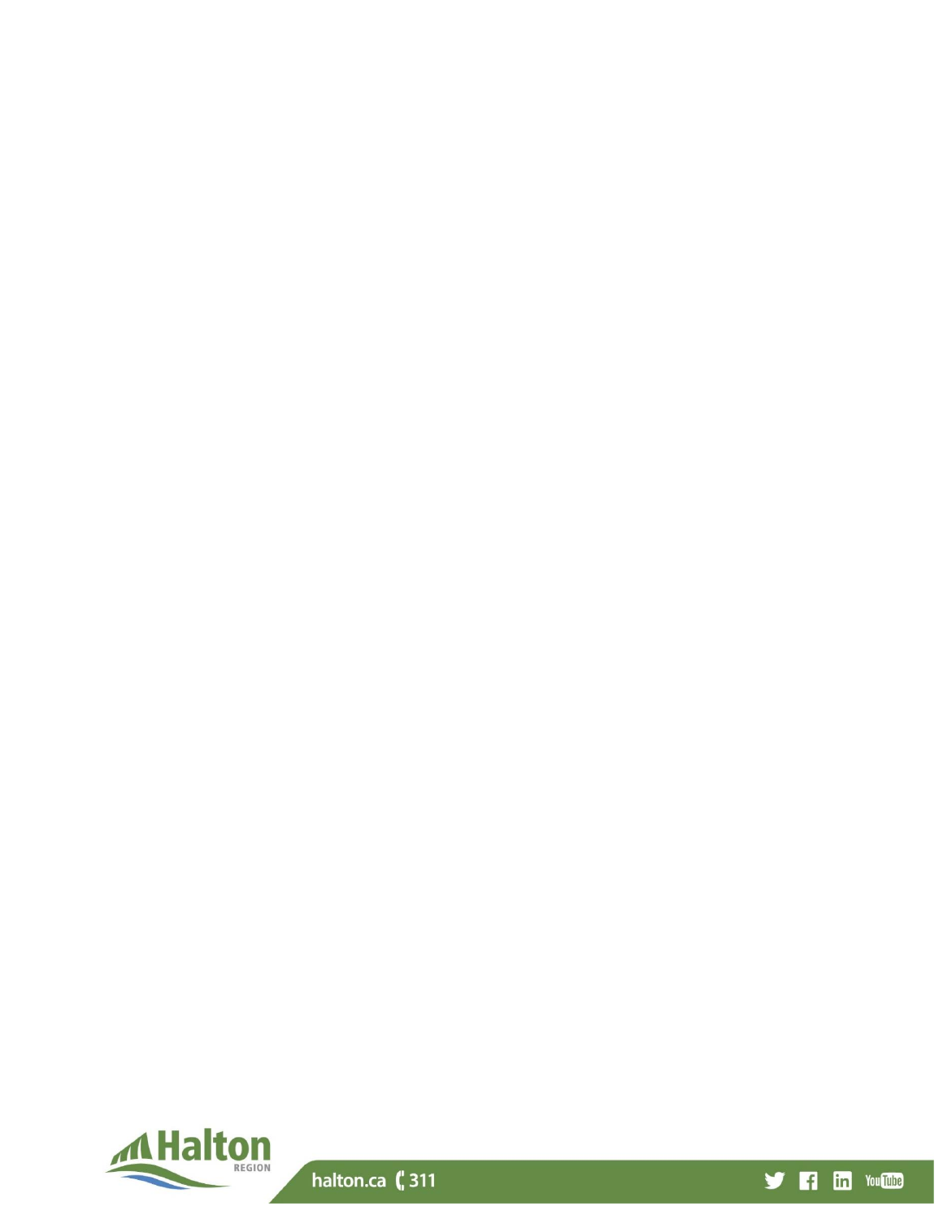halton.ca 311